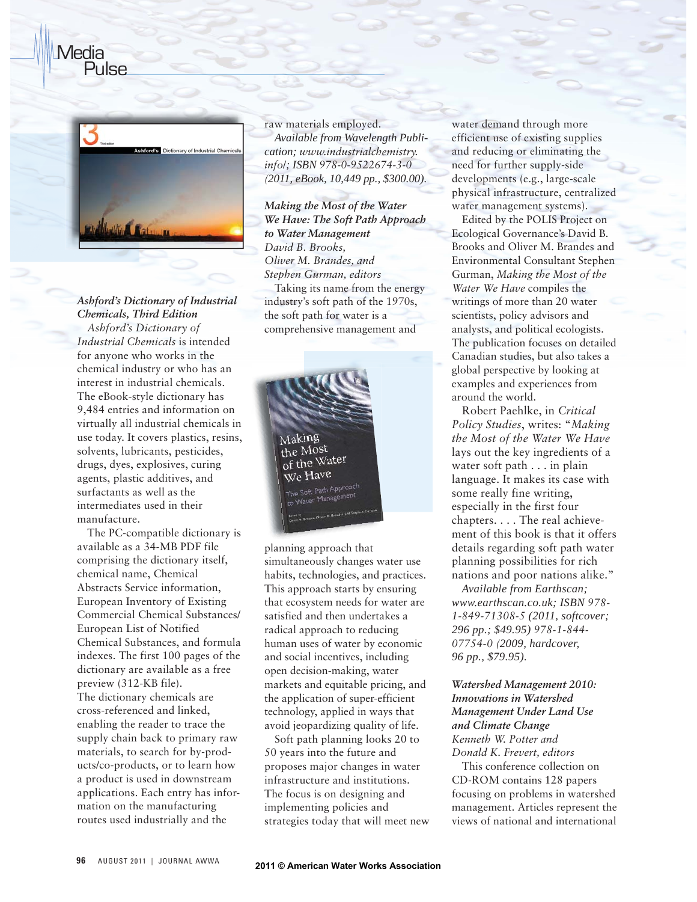# Media Pulse

### *Ashford's Dictionary of Industrial Chemicals, Third Edition*

*Ashford's Dictionary of Industrial Chemicals* is intended for anyone who works in the chemical industry or who has an interest in industrial chemicals. The eBook-style dictionary has 9,484 entries and information on virtually all industrial chemicals in use today. It covers plastics, resins, solvents, lubricants, pesticides, drugs, dyes, explosives, curing agents, plastic additives, and surfactants as well as the intermediates used in their manufacture.

The PC-compatible dictionary is available as a 34-MB PDF file comprising the dictionary itself, chemical name, Chemical Abstracts Service information, European Inventory of Existing Commercial Chemical Substances/European List of Notified Chemical Substances, and formula indexes. The first 100 pages of the dictionary are available as a free preview (312-KB file). The dictionary chemicals are cross-referenced and linked, enabling the reader to trace the supply chain back to primary raw materials, to search for by-products/co-products, or to learn how a product is used in downstream applications. Each entry has information on the manufacturing routes used industrially and the raw materials employed.

*Available from Wavelength Publication; www.industrialchemistry.info/; ISBN 978-0-9522674-3-0 (2011, eBook, 10,449 pp., $300.00).*

### *Making the Most of the Water We Have: The Soft Path Approach to Water Management*

*David B. Brooks, Oliver M. Brandes, and Stephen Gurman, editors*

Taking its name from the energy industry's soft path of the 1970s, the soft path for water is a comprehensive management and planning approach that simultaneously changes water use habits, technologies, and practices. This approach starts by ensuring that ecosystem needs for water are satisfied and then undertakes a radical approach to reducing human uses of water by economic and social incentives, including open decision-making, water markets and equitable pricing, and the application of super-efficient technology, applied in ways that avoid jeopardizing quality of life.

Soft path planning looks 20 to 50 years into the future and proposes major changes in water infrastructure and institutions. The focus is on designing and implementing policies and strategies today that will meet new water demand through more efficient use of existing supplies and reducing or eliminating the need for further supply-side developments (e.g., large-scale physical infrastructure, centralized water management systems).

Edited by the POLIS Project on Ecological Governance's David B. Brooks and Oliver M. Brandes and Environmental Consultant Stephen Gurman, *Making the Most of the Water We Have* compiles the writings of more than 20 water scientists, policy advisors and analysts, and political ecologists. The publication focuses on detailed Canadian studies, but also takes a global perspective by looking at examples and experiences from around the world.

Robert Paehlke, in *Critical Policy Studies*, writes: "*Making the Most of the Water We Have* lays out the key ingredients of a water soft path . . . in plain language. It makes its case with some really fine writing, especially in the first four chapters. . . . The real achievement of this book is that it offers details regarding soft path water planning possibilities for rich nations and poor nations alike."

*Available from Earthscan; www.earthscan.co.uk; ISBN 978-1-849-71308-5 (2011, softcover; 296 pp.; $49.95) 978-1-844-07754-0 (2009, hardcover, 96 pp., $79.95).*

### *Watershed Management 2010: Innovations in Watershed Management Under Land Use and Climate Change*

*Kenneth W. Potter and Donald K. Frevert, editors*

This conference collection on CD-ROM contains 128 papers focusing on problems in watershed management. Articles represent the views of national and international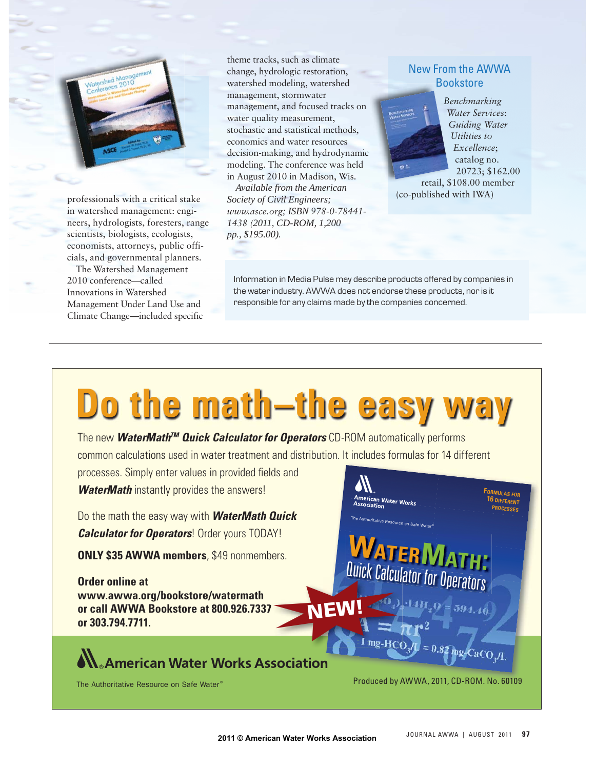professionals with a critical stake in watershed management: engineers, hydrologists, foresters, range scientists, biologists, ecologists, economists, attorneys, public officials, and governmental planners.

The Watershed Management 2010 conference—called Innovations in Watershed Management Under Land Use and Climate Change—included specific theme tracks, such as climate change, hydrologic restoration, watershed modeling, watershed management, stormwater management, and focused tracks on water quality measurement, stochastic and statistical methods, economics and water resources decision-making, and hydrodynamic modeling. The conference was held in August 2010 in Madison, Wis.

*Available from the American Society of Civil Engineers; www.asce.org; ISBN 978-0-78441-1438 (2011, CD-ROM, 1,200 pp., $195.00).*

## New From the AWWA Bookstore

*Benchmarking Water Services: Guiding Water Utilities to Excellence*; catalog no. 20723; $162.00 retail, $108.00 member (co-published with IWA)

Information in Media Pulse may describe products offered by companies in the water industry. AWWA does not endorse these products, nor is it responsible for any claims made by the companies concerned.

---

# Do the math—the easy way

The new ***WaterMath™ Quick Calculator for Operators*** CD-ROM automatically performs common calculations used in water treatment and distribution. It includes formulas for 14 different processes. Simply enter values in provided fields and ***WaterMath*** instantly provides the answers!

Do the math the easy way with ***WaterMath Quick Calculator for Operators***! Order yours TODAY!

**ONLY $35 AWWA members**, $49 nonmembers.

**Order online at www.awwa.org/bookstore/watermath or call AWWA Bookstore at 800.926.7337 or 303.794.7711.**

NEW!

American Water Works Association

The Authoritative Resource on Safe Water®

Produced by AWWA, 2011, CD-ROM. No. 60109

2011 © American Water Works Association